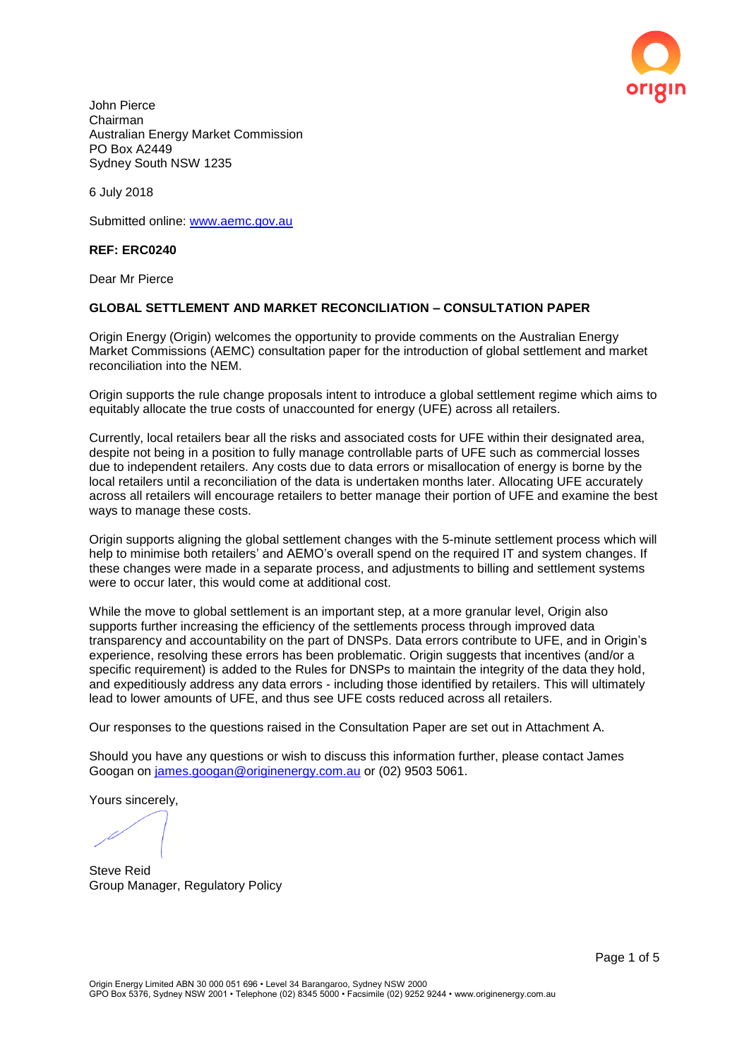John Pierce
Chairman
Australian Energy Market Commission
PO Box A2449
Sydney South NSW 1235

6 July 2018

Submitted online: www.aemc.gov.au

**REF: ERC0240**

Dear Mr Pierce

**GLOBAL SETTLEMENT AND MARKET RECONCILIATION – CONSULTATION PAPER**

Origin Energy (Origin) welcomes the opportunity to provide comments on the Australian Energy Market Commissions (AEMC) consultation paper for the introduction of global settlement and market reconciliation into the NEM.

Origin supports the rule change proposals intent to introduce a global settlement regime which aims to equitably allocate the true costs of unaccounted for energy (UFE) across all retailers.

Currently, local retailers bear all the risks and associated costs for UFE within their designated area, despite not being in a position to fully manage controllable parts of UFE such as commercial losses due to independent retailers. Any costs due to data errors or misallocation of energy is borne by the local retailers until a reconciliation of the data is undertaken months later. Allocating UFE accurately across all retailers will encourage retailers to better manage their portion of UFE and examine the best ways to manage these costs.

Origin supports aligning the global settlement changes with the 5-minute settlement process which will help to minimise both retailers' and AEMO's overall spend on the required IT and system changes. If these changes were made in a separate process, and adjustments to billing and settlement systems were to occur later, this would come at additional cost.

While the move to global settlement is an important step, at a more granular level, Origin also supports further increasing the efficiency of the settlements process through improved data transparency and accountability on the part of DNSPs. Data errors contribute to UFE, and in Origin's experience, resolving these errors has been problematic. Origin suggests that incentives (and/or a specific requirement) is added to the Rules for DNSPs to maintain the integrity of the data they hold, and expeditiously address any data errors - including those identified by retailers. This will ultimately lead to lower amounts of UFE, and thus see UFE costs reduced across all retailers.

Our responses to the questions raised in the Consultation Paper are set out in Attachment A.

Should you have any questions or wish to discuss this information further, please contact James Googan on james.googan@originenergy.com.au or (02) 9503 5061.

Yours sincerely,

Steve Reid
Group Manager, Regulatory Policy

Origin Energy Limited ABN 30 000 051 696 • Level 34 Barangaroo, Sydney NSW 2000
GPO Box 5376, Sydney NSW 2001 • Telephone (02) 8345 5000 • Facsimile (02) 9252 9244 • www.originenergy.com.au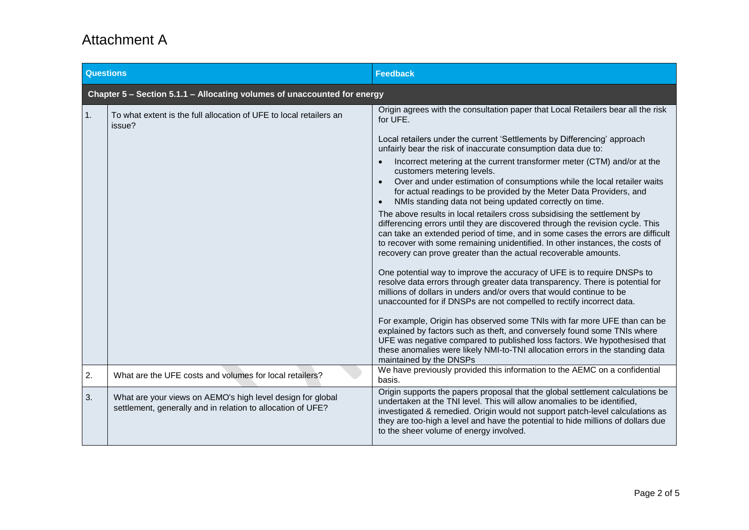# Attachment A

| | Questions | Feedback |
|---|---|---|
| **Chapter 5 – Section 5.1.1 – Allocating volumes of unaccounted for energy** | | |
| 1. | To what extent is the full allocation of UFE to local retailers an issue? | Origin agrees with the consultation paper that Local Retailers bear all the risk for UFE.<br><br>Local retailers under the current 'Settlements by Differencing' approach unfairly bear the risk of inaccurate consumption data due to:<br>• Incorrect metering at the current transformer meter (CTM) and/or at the customers metering levels.<br>• Over and under estimation of consumptions while the local retailer waits for actual readings to be provided by the Meter Data Providers, and<br>• NMIs standing data not being updated correctly on time.<br>The above results in local retailers cross subsidising the settlement by differencing errors until they are discovered through the revision cycle. This can take an extended period of time, and in some cases the errors are difficult to recover with some remaining unidentified. In other instances, the costs of recovery can prove greater than the actual recoverable amounts.<br><br>One potential way to improve the accuracy of UFE is to require DNSPs to resolve data errors through greater data transparency. There is potential for millions of dollars in unders and/or overs that would continue to be unaccounted for if DNSPs are not compelled to rectify incorrect data.<br><br>For example, Origin has observed some TNIs with far more UFE than can be explained by factors such as theft, and conversely found some TNIs where UFE was negative compared to published loss factors. We hypothesised that these anomalies were likely NMI-to-TNI allocation errors in the standing data maintained by the DNSPs |
| 2. | What are the UFE costs and volumes for local retailers? | We have previously provided this information to the AEMC on a confidential basis. |
| 3. | What are your views on AEMO's high level design for global settlement, generally and in relation to allocation of UFE? | Origin supports the papers proposal that the global settlement calculations be undertaken at the TNI level. This will allow anomalies to be identified, investigated & remedied. Origin would not support patch-level calculations as they are too-high a level and have the potential to hide millions of dollars due to the sheer volume of energy involved. |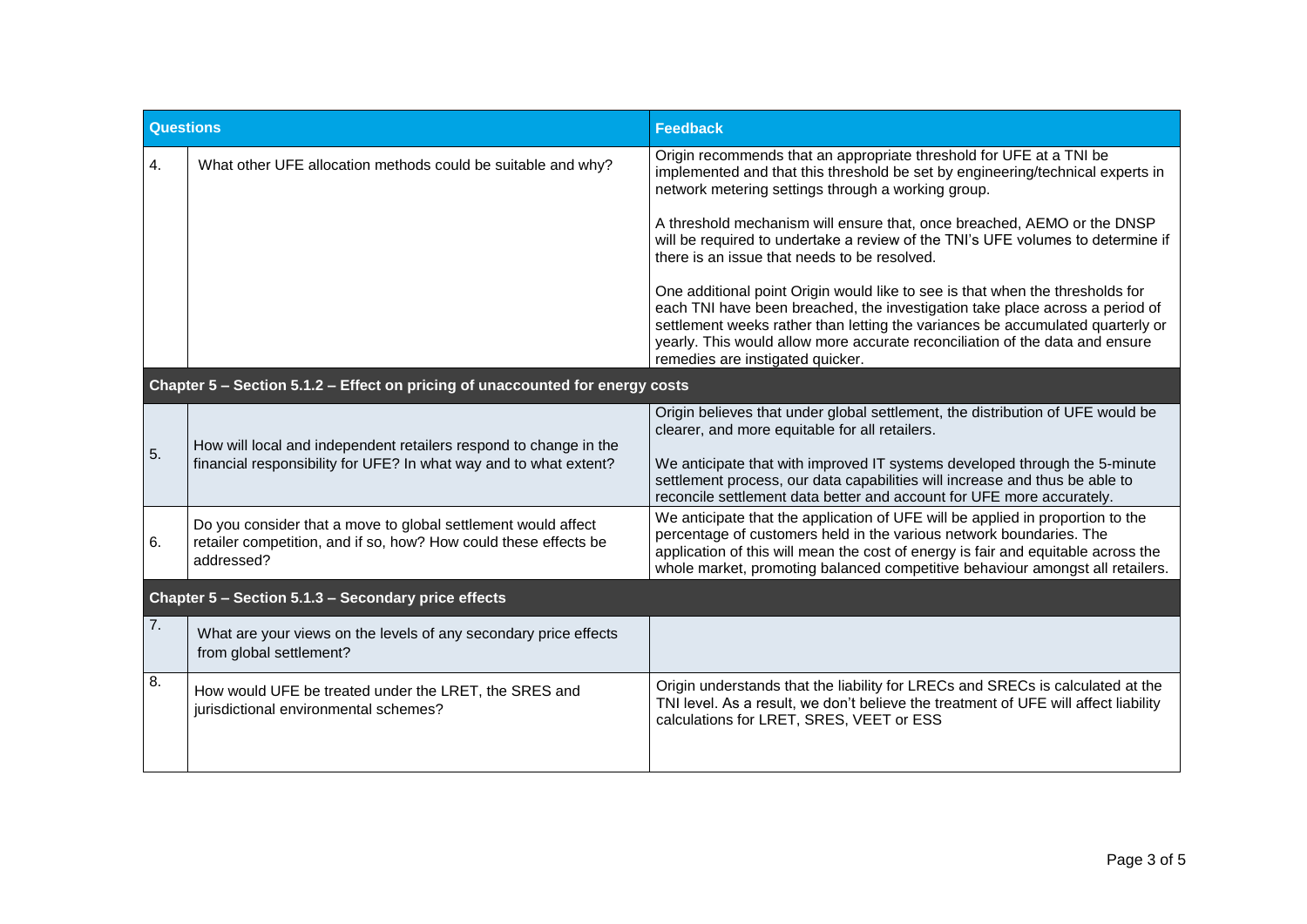| Questions | | Feedback |
|---|---|---|
| 4. | What other UFE allocation methods could be suitable and why? | Origin recommends that an appropriate threshold for UFE at a TNI be implemented and that this threshold be set by engineering/technical experts in network metering settings through a working group.<br><br>A threshold mechanism will ensure that, once breached, AEMO or the DNSP will be required to undertake a review of the TNI's UFE volumes to determine if there is an issue that needs to be resolved.<br><br>One additional point Origin would like to see is that when the thresholds for each TNI have been breached, the investigation take place across a period of settlement weeks rather than letting the variances be accumulated quarterly or yearly. This would allow more accurate reconciliation of the data and ensure remedies are instigated quicker. |
| **Chapter 5 – Section 5.1.2 – Effect on pricing of unaccounted for energy costs** | | |
| 5. | How will local and independent retailers respond to change in the financial responsibility for UFE? In what way and to what extent? | Origin believes that under global settlement, the distribution of UFE would be clearer, and more equitable for all retailers.<br><br>We anticipate that with improved IT systems developed through the 5-minute settlement process, our data capabilities will increase and thus be able to reconcile settlement data better and account for UFE more accurately. |
| 6. | Do you consider that a move to global settlement would affect retailer competition, and if so, how? How could these effects be addressed? | We anticipate that the application of UFE will be applied in proportion to the percentage of customers held in the various network boundaries. The application of this will mean the cost of energy is fair and equitable across the whole market, promoting balanced competitive behaviour amongst all retailers. |
| **Chapter 5 – Section 5.1.3 – Secondary price effects** | | |
| 7. | What are your views on the levels of any secondary price effects from global settlement? | |
| 8. | How would UFE be treated under the LRET, the SRES and jurisdictional environmental schemes? | Origin understands that the liability for LRECs and SRECs is calculated at the TNI level. As a result, we don't believe the treatment of UFE will affect liability calculations for LRET, SRES, VEET or ESS |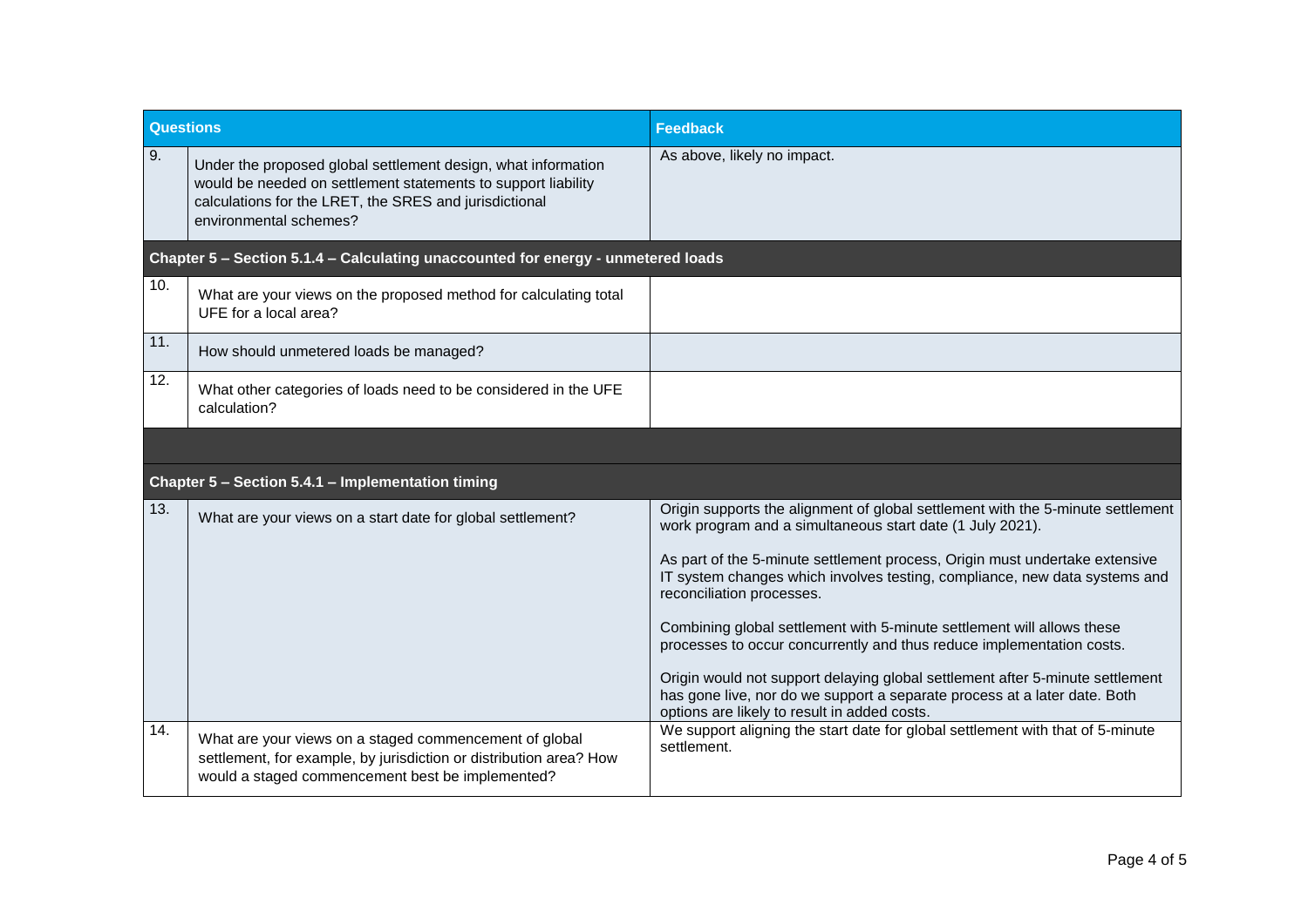| Questions | | Feedback |
|---|---|---|
| 9. | Under the proposed global settlement design, what information would be needed on settlement statements to support liability calculations for the LRET, the SRES and jurisdictional environmental schemes? | As above, likely no impact. |
| **Chapter 5 – Section 5.1.4 – Calculating unaccounted for energy - unmetered loads** | | |
| 10. | What are your views on the proposed method for calculating total UFE for a local area? | |
| 11. | How should unmetered loads be managed? | |
| 12. | What other categories of loads need to be considered in the UFE calculation? | |
| | | |
| **Chapter 5 – Section 5.4.1 – Implementation timing** | | |
| 13. | What are your views on a start date for global settlement? | Origin supports the alignment of global settlement with the 5-minute settlement work program and a simultaneous start date (1 July 2021).<br><br>As part of the 5-minute settlement process, Origin must undertake extensive IT system changes which involves testing, compliance, new data systems and reconciliation processes.<br><br>Combining global settlement with 5-minute settlement will allows these processes to occur concurrently and thus reduce implementation costs.<br><br>Origin would not support delaying global settlement after 5-minute settlement has gone live, nor do we support a separate process at a later date. Both options are likely to result in added costs. |
| 14. | What are your views on a staged commencement of global settlement, for example, by jurisdiction or distribution area? How would a staged commencement best be implemented? | We support aligning the start date for global settlement with that of 5-minute settlement. |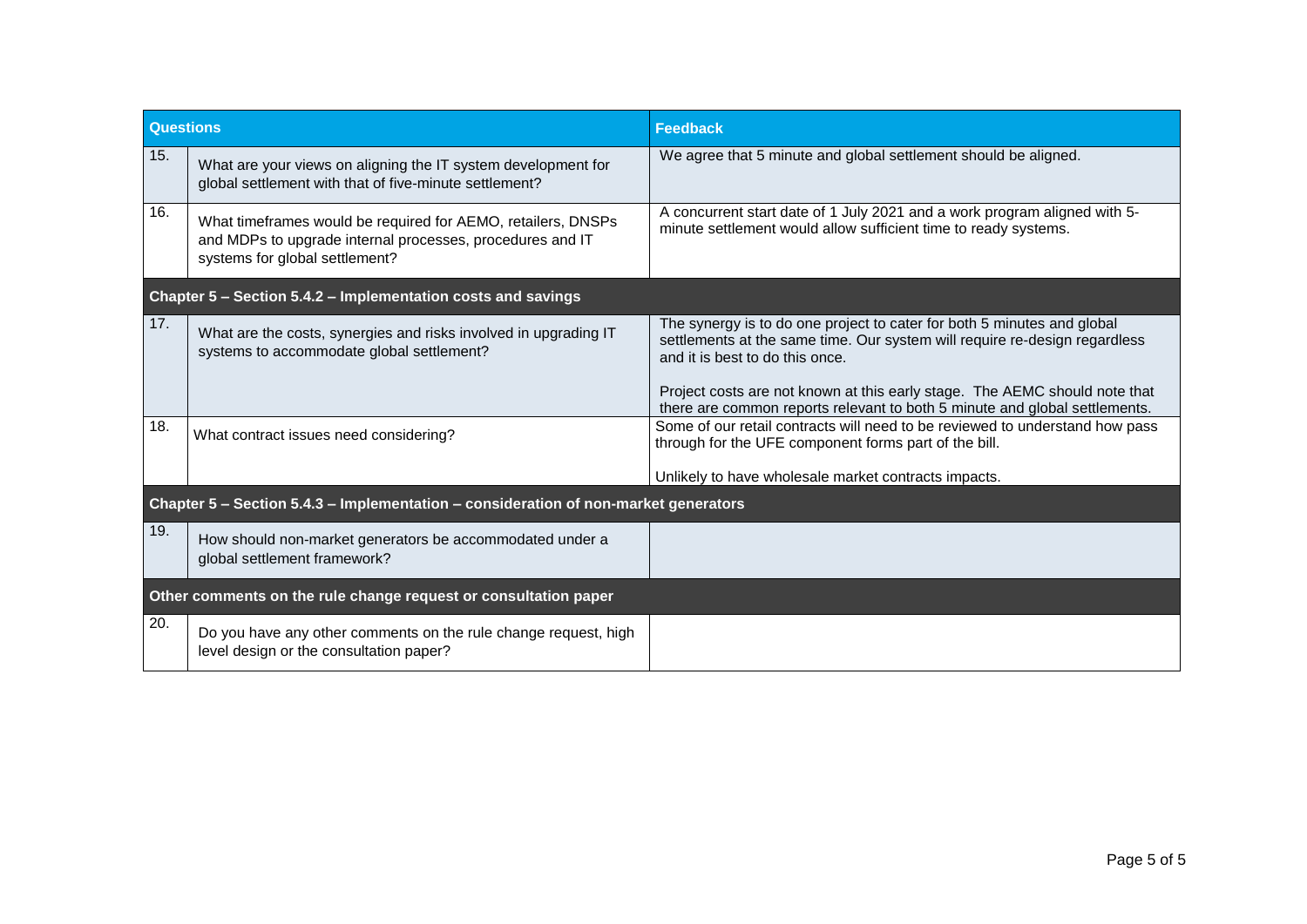| Questions | | Feedback |
|---|---|---|
| 15. | What are your views on aligning the IT system development for global settlement with that of five-minute settlement? | We agree that 5 minute and global settlement should be aligned. |
| 16. | What timeframes would be required for AEMO, retailers, DNSPs and MDPs to upgrade internal processes, procedures and IT systems for global settlement? | A concurrent start date of 1 July 2021 and a work program aligned with 5-minute settlement would allow sufficient time to ready systems. |
| **Chapter 5 – Section 5.4.2 – Implementation costs and savings** | | |
| 17. | What are the costs, synergies and risks involved in upgrading IT systems to accommodate global settlement? | The synergy is to do one project to cater for both 5 minutes and global settlements at the same time. Our system will require re-design regardless and it is best to do this once.<br><br>Project costs are not known at this early stage. The AEMC should note that there are common reports relevant to both 5 minute and global settlements. |
| 18. | What contract issues need considering? | Some of our retail contracts will need to be reviewed to understand how pass through for the UFE component forms part of the bill.<br><br>Unlikely to have wholesale market contracts impacts. |
| **Chapter 5 – Section 5.4.3 – Implementation – consideration of non-market generators** | | |
| 19. | How should non-market generators be accommodated under a global settlement framework? | |
| **Other comments on the rule change request or consultation paper** | | |
| 20. | Do you have any other comments on the rule change request, high level design or the consultation paper? | |